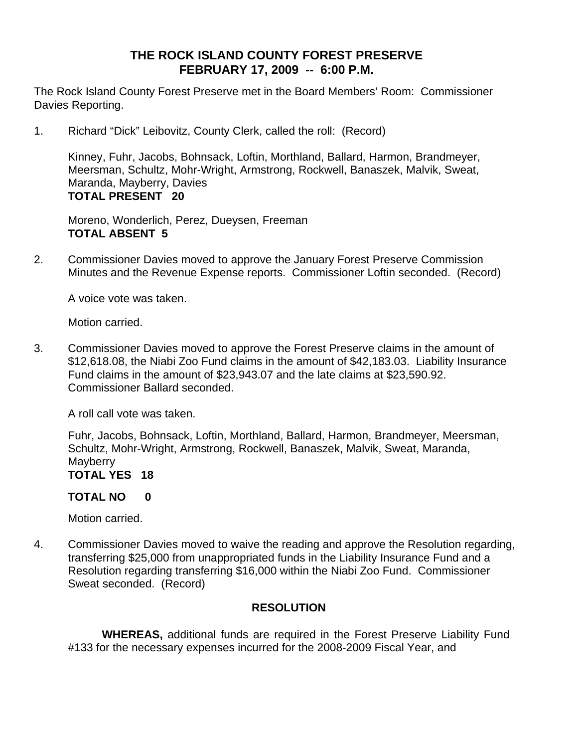# THE ROCK ISLAND COUNTY FOREST PRESERVE
## FEBRUARY 17, 2009 -- 6:00 P.M.

The Rock Island County Forest Preserve met in the Board Members' Room: Commissioner Davies Reporting.

1. Richard "Dick" Leibovitz, County Clerk, called the roll: (Record)

   Kinney, Fuhr, Jacobs, Bohnsack, Loftin, Morthland, Ballard, Harmon, Brandmeyer, Meersman, Schultz, Mohr-Wright, Armstrong, Rockwell, Banaszek, Malvik, Sweat, Maranda, Mayberry, Davies
   **TOTAL PRESENT 20**

   Moreno, Wonderlich, Perez, Dueysen, Freeman
   **TOTAL ABSENT 5**

2. Commissioner Davies moved to approve the January Forest Preserve Commission Minutes and the Revenue Expense reports. Commissioner Loftin seconded. (Record)

   A voice vote was taken.

   Motion carried.

3. Commissioner Davies moved to approve the Forest Preserve claims in the amount of $12,618.08, the Niabi Zoo Fund claims in the amount of $42,183.03. Liability Insurance Fund claims in the amount of $23,943.07 and the late claims at $23,590.92. Commissioner Ballard seconded.

   A roll call vote was taken.

   Fuhr, Jacobs, Bohnsack, Loftin, Morthland, Ballard, Harmon, Brandmeyer, Meersman, Schultz, Mohr-Wright, Armstrong, Rockwell, Banaszek, Malvik, Sweat, Maranda, Mayberry
   **TOTAL YES 18**

   **TOTAL NO 0**

   Motion carried.

4. Commissioner Davies moved to waive the reading and approve the Resolution regarding, transferring $25,000 from unappropriated funds in the Liability Insurance Fund and a Resolution regarding transferring $16,000 within the Niabi Zoo Fund. Commissioner Sweat seconded. (Record)

**RESOLUTION**

**WHEREAS,** additional funds are required in the Forest Preserve Liability Fund #133 for the necessary expenses incurred for the 2008-2009 Fiscal Year, and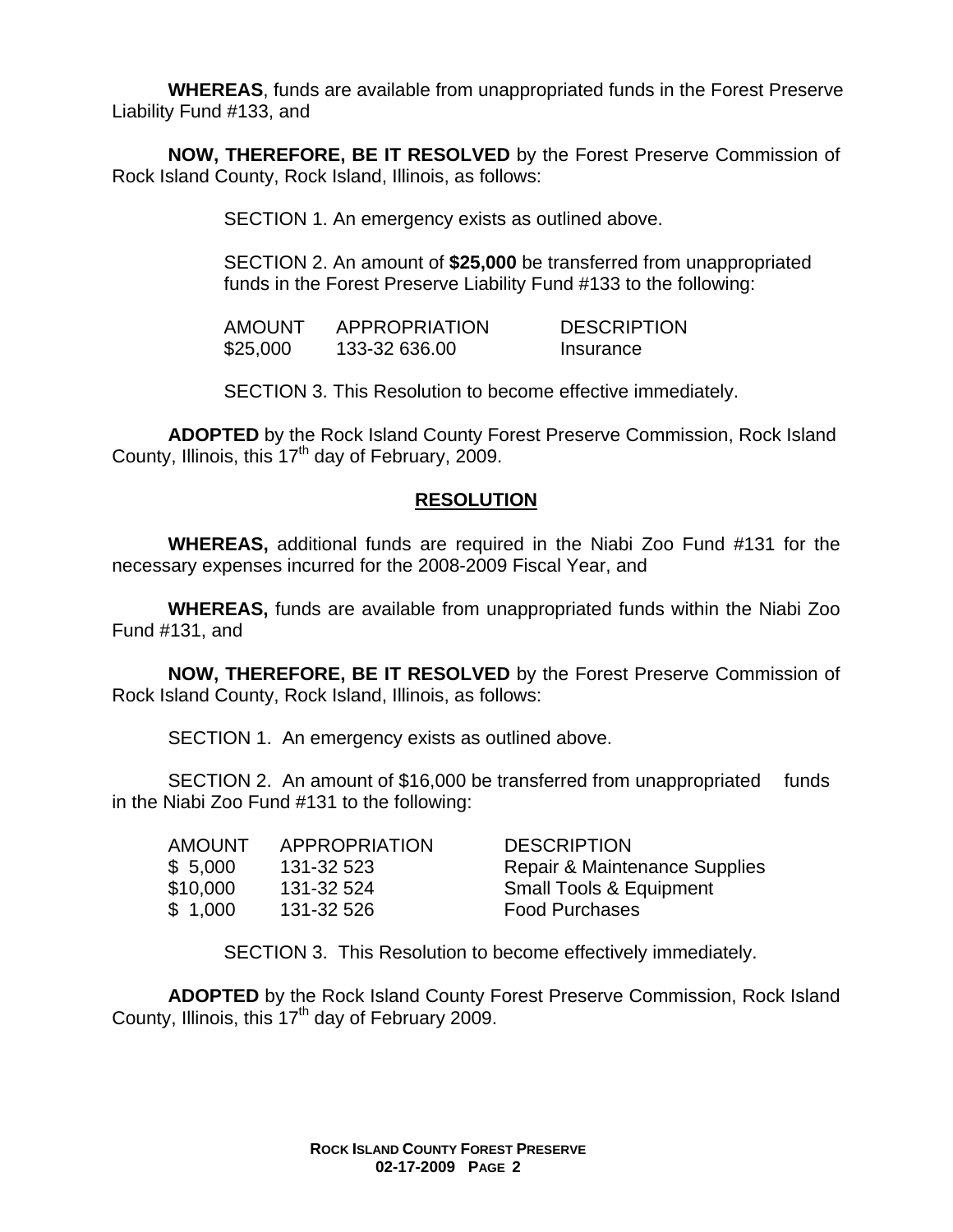**WHEREAS**, funds are available from unappropriated funds in the Forest Preserve Liability Fund #133, and

**NOW, THEREFORE, BE IT RESOLVED** by the Forest Preserve Commission of Rock Island County, Rock Island, Illinois, as follows:

SECTION 1. An emergency exists as outlined above.

SECTION 2. An amount of **$25,000** be transferred from unappropriated funds in the Forest Preserve Liability Fund #133 to the following:

| AMOUNT | APPROPRIATION | DESCRIPTION |
|---|---|---|
| $25,000 | 133-32 636.00 | Insurance |

SECTION 3. This Resolution to become effective immediately.

**ADOPTED** by the Rock Island County Forest Preserve Commission, Rock Island County, Illinois, this 17th day of February, 2009.

## RESOLUTION

**WHEREAS,** additional funds are required in the Niabi Zoo Fund #131 for the necessary expenses incurred for the 2008-2009 Fiscal Year, and

**WHEREAS,** funds are available from unappropriated funds within the Niabi Zoo Fund #131, and

**NOW, THEREFORE, BE IT RESOLVED** by the Forest Preserve Commission of Rock Island County, Rock Island, Illinois, as follows:

SECTION 1. An emergency exists as outlined above.

SECTION 2. An amount of $16,000 be transferred from unappropriated funds in the Niabi Zoo Fund #131 to the following:

| AMOUNT | APPROPRIATION | DESCRIPTION |
|---|---|---|
| $ 5,000 | 131-32 523 | Repair & Maintenance Supplies |
| $10,000 | 131-32 524 | Small Tools & Equipment |
| $ 1,000 | 131-32 526 | Food Purchases |

SECTION 3. This Resolution to become effectively immediately.

**ADOPTED** by the Rock Island County Forest Preserve Commission, Rock Island County, Illinois, this 17th day of February 2009.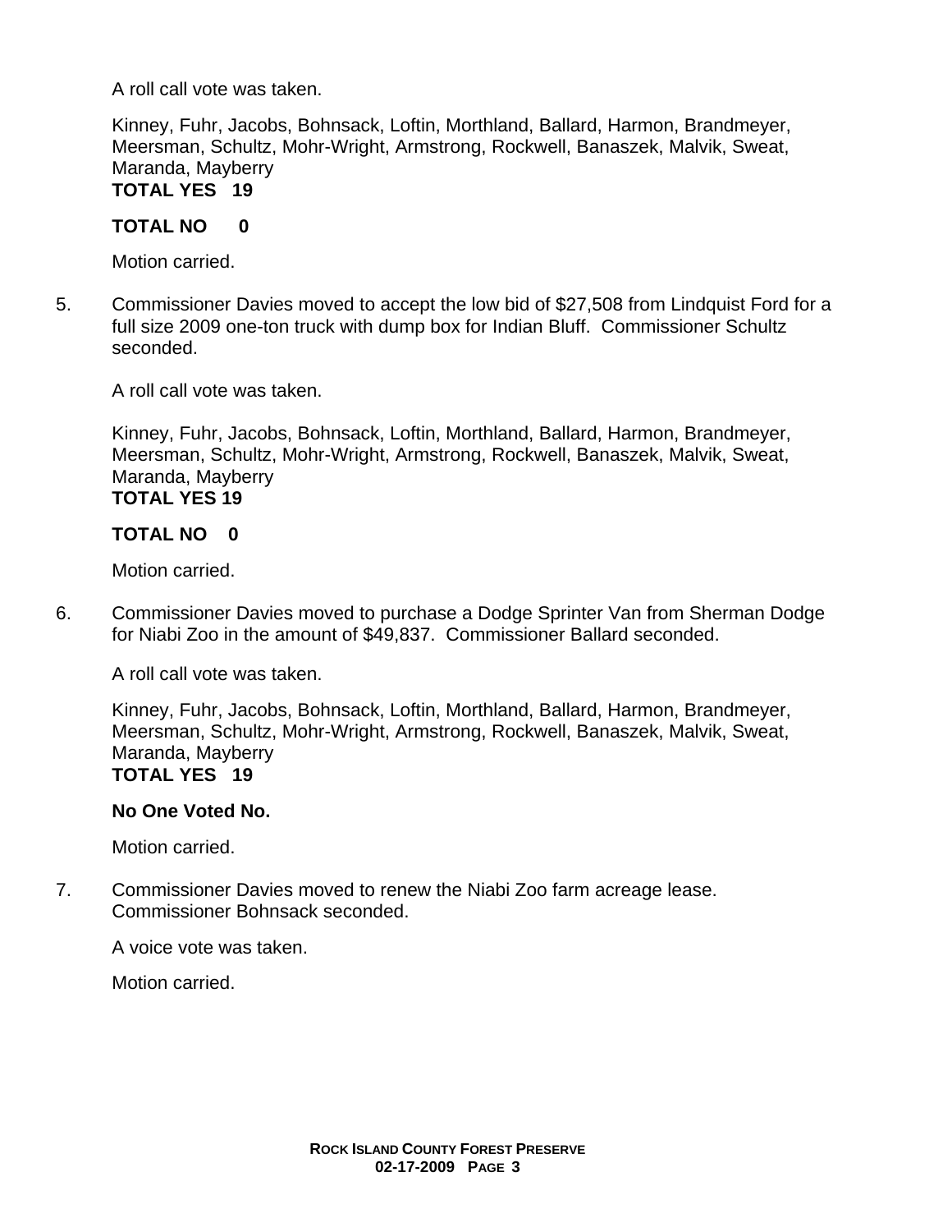A roll call vote was taken.

Kinney, Fuhr, Jacobs, Bohnsack, Loftin, Morthland, Ballard, Harmon, Brandmeyer, Meersman, Schultz, Mohr-Wright, Armstrong, Rockwell, Banaszek, Malvik, Sweat, Maranda, Mayberry
**TOTAL YES 19**

**TOTAL NO 0**

Motion carried.

5. Commissioner Davies moved to accept the low bid of $27,508 from Lindquist Ford for a full size 2009 one-ton truck with dump box for Indian Bluff. Commissioner Schultz seconded.

   A roll call vote was taken.

   Kinney, Fuhr, Jacobs, Bohnsack, Loftin, Morthland, Ballard, Harmon, Brandmeyer, Meersman, Schultz, Mohr-Wright, Armstrong, Rockwell, Banaszek, Malvik, Sweat, Maranda, Mayberry
   **TOTAL YES 19**

   **TOTAL NO 0**

   Motion carried.

6. Commissioner Davies moved to purchase a Dodge Sprinter Van from Sherman Dodge for Niabi Zoo in the amount of $49,837. Commissioner Ballard seconded.

   A roll call vote was taken.

   Kinney, Fuhr, Jacobs, Bohnsack, Loftin, Morthland, Ballard, Harmon, Brandmeyer, Meersman, Schultz, Mohr-Wright, Armstrong, Rockwell, Banaszek, Malvik, Sweat, Maranda, Mayberry
   **TOTAL YES 19**

   **No One Voted No.**

   Motion carried.

7. Commissioner Davies moved to renew the Niabi Zoo farm acreage lease. Commissioner Bohnsack seconded.

   A voice vote was taken.

   Motion carried.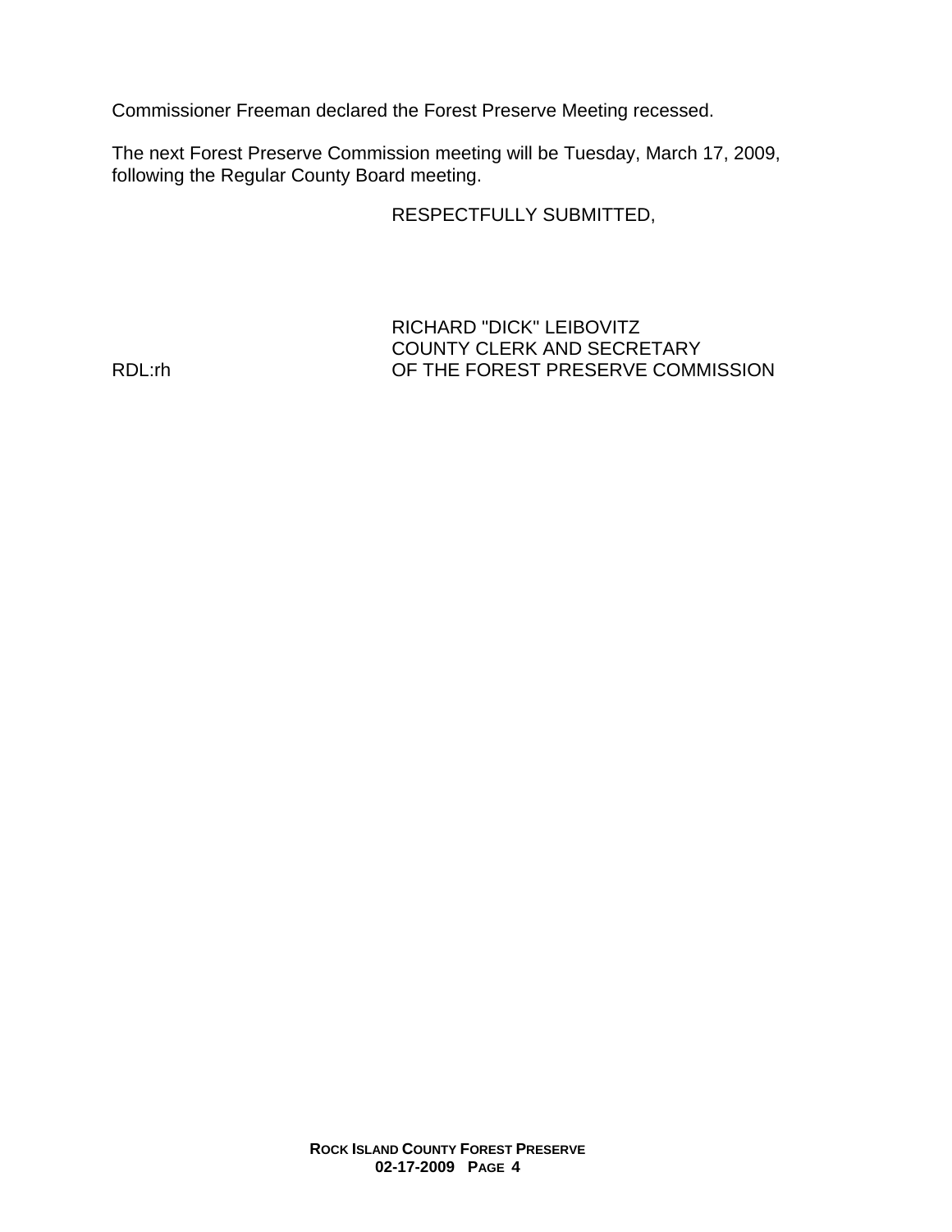Commissioner Freeman declared the Forest Preserve Meeting recessed.

The next Forest Preserve Commission meeting will be Tuesday, March 17, 2009, following the Regular County Board meeting.

RESPECTFULLY SUBMITTED,

RICHARD "DICK" LEIBOVITZ
COUNTY CLERK AND SECRETARY
OF THE FOREST PRESERVE COMMISSION

RDL:rh